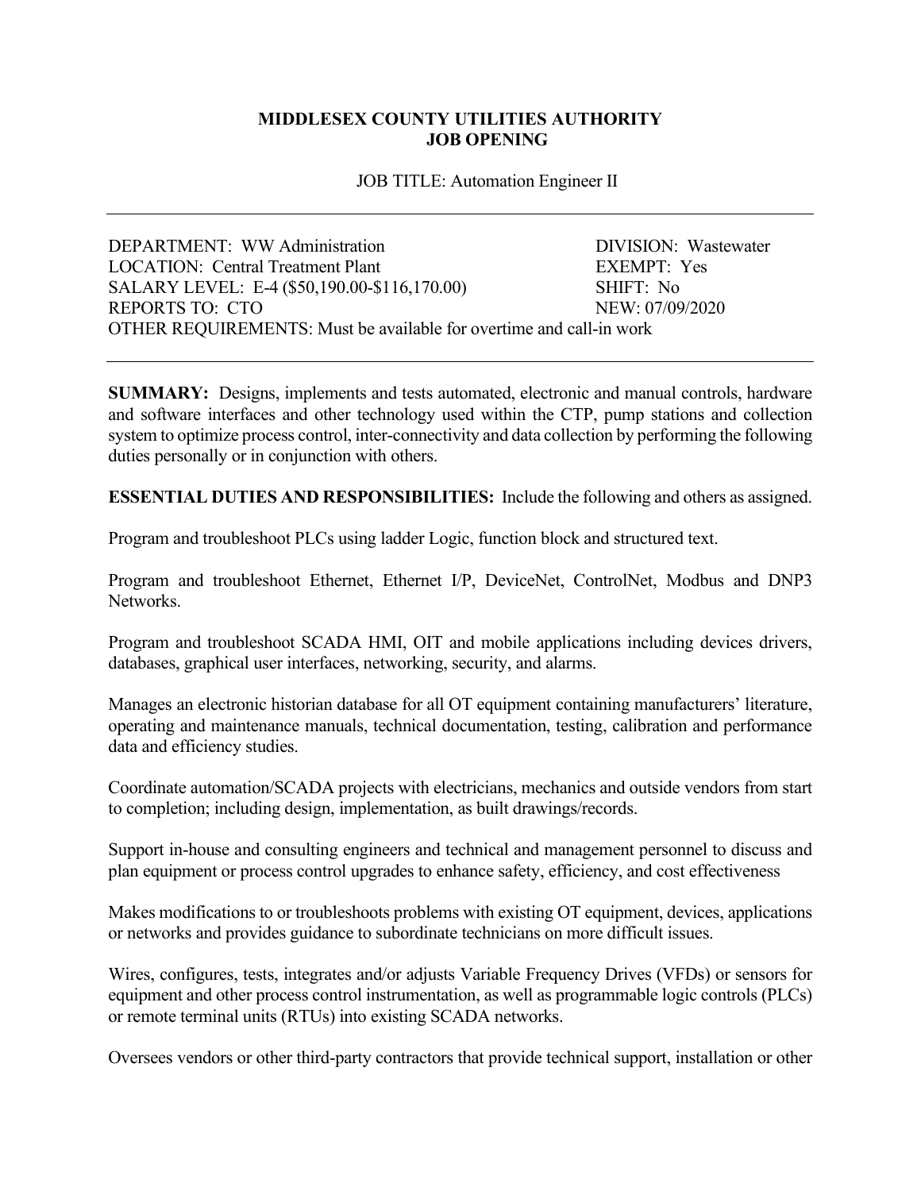# MIDDLESEX COUNTY UTILITIES AUTHORITY
## JOB OPENING

JOB TITLE: Automation Engineer II

---

DEPARTMENT: WW Administration
DIVISION: Wastewater
LOCATION: Central Treatment Plant
EXEMPT: Yes
SALARY LEVEL: E-4 ($50,190.00-$116,170.00)
SHIFT: No
REPORTS TO: CTO
NEW: 07/09/2020
OTHER REQUIREMENTS: Must be available for overtime and call-in work

---

**SUMMARY:** Designs, implements and tests automated, electronic and manual controls, hardware and software interfaces and other technology used within the CTP, pump stations and collection system to optimize process control, inter-connectivity and data collection by performing the following duties personally or in conjunction with others.

**ESSENTIAL DUTIES AND RESPONSIBILITIES:** Include the following and others as assigned.

Program and troubleshoot PLCs using ladder Logic, function block and structured text.

Program and troubleshoot Ethernet, Ethernet I/P, DeviceNet, ControlNet, Modbus and DNP3 Networks.

Program and troubleshoot SCADA HMI, OIT and mobile applications including devices drivers, databases, graphical user interfaces, networking, security, and alarms.

Manages an electronic historian database for all OT equipment containing manufacturers' literature, operating and maintenance manuals, technical documentation, testing, calibration and performance data and efficiency studies.

Coordinate automation/SCADA projects with electricians, mechanics and outside vendors from start to completion; including design, implementation, as built drawings/records.

Support in-house and consulting engineers and technical and management personnel to discuss and plan equipment or process control upgrades to enhance safety, efficiency, and cost effectiveness

Makes modifications to or troubleshoots problems with existing OT equipment, devices, applications or networks and provides guidance to subordinate technicians on more difficult issues.

Wires, configures, tests, integrates and/or adjusts Variable Frequency Drives (VFDs) or sensors for equipment and other process control instrumentation, as well as programmable logic controls (PLCs) or remote terminal units (RTUs) into existing SCADA networks.

Oversees vendors or other third-party contractors that provide technical support, installation or other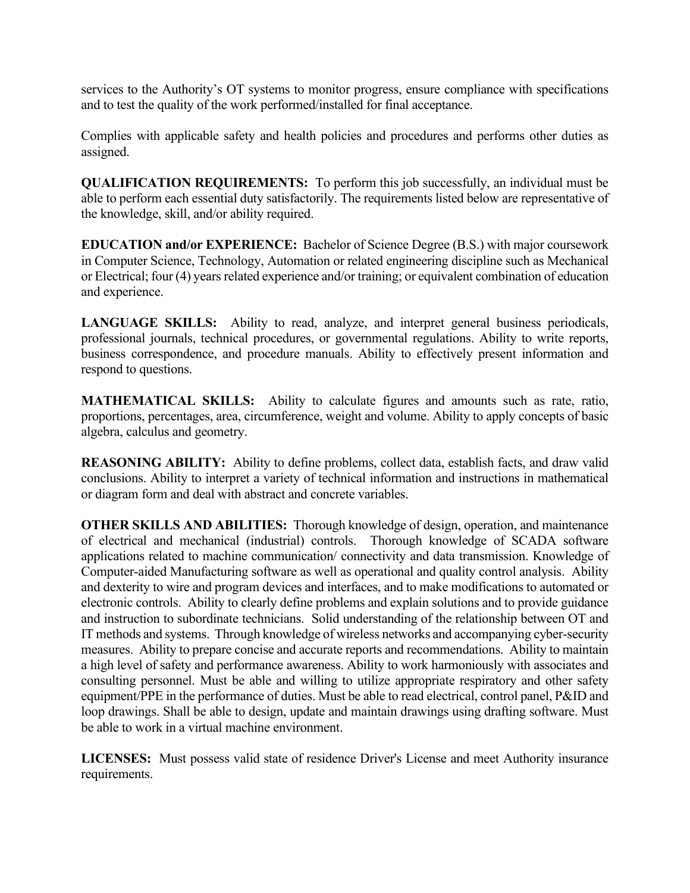services to the Authority's OT systems to monitor progress, ensure compliance with specifications and to test the quality of the work performed/installed for final acceptance.

Complies with applicable safety and health policies and procedures and performs other duties as assigned.

**QUALIFICATION REQUIREMENTS:** To perform this job successfully, an individual must be able to perform each essential duty satisfactorily. The requirements listed below are representative of the knowledge, skill, and/or ability required.

**EDUCATION and/or EXPERIENCE:** Bachelor of Science Degree (B.S.) with major coursework in Computer Science, Technology, Automation or related engineering discipline such as Mechanical or Electrical; four (4) years related experience and/or training; or equivalent combination of education and experience.

**LANGUAGE SKILLS:** Ability to read, analyze, and interpret general business periodicals, professional journals, technical procedures, or governmental regulations. Ability to write reports, business correspondence, and procedure manuals. Ability to effectively present information and respond to questions.

**MATHEMATICAL SKILLS:** Ability to calculate figures and amounts such as rate, ratio, proportions, percentages, area, circumference, weight and volume. Ability to apply concepts of basic algebra, calculus and geometry.

**REASONING ABILITY:** Ability to define problems, collect data, establish facts, and draw valid conclusions. Ability to interpret a variety of technical information and instructions in mathematical or diagram form and deal with abstract and concrete variables.

**OTHER SKILLS AND ABILITIES:** Thorough knowledge of design, operation, and maintenance of electrical and mechanical (industrial) controls. Thorough knowledge of SCADA software applications related to machine communication/ connectivity and data transmission. Knowledge of Computer-aided Manufacturing software as well as operational and quality control analysis. Ability and dexterity to wire and program devices and interfaces, and to make modifications to automated or electronic controls. Ability to clearly define problems and explain solutions and to provide guidance and instruction to subordinate technicians. Solid understanding of the relationship between OT and IT methods and systems. Through knowledge of wireless networks and accompanying cyber-security measures. Ability to prepare concise and accurate reports and recommendations. Ability to maintain a high level of safety and performance awareness. Ability to work harmoniously with associates and consulting personnel. Must be able and willing to utilize appropriate respiratory and other safety equipment/PPE in the performance of duties. Must be able to read electrical, control panel, P&ID and loop drawings. Shall be able to design, update and maintain drawings using drafting software. Must be able to work in a virtual machine environment.

**LICENSES:** Must possess valid state of residence Driver's License and meet Authority insurance requirements.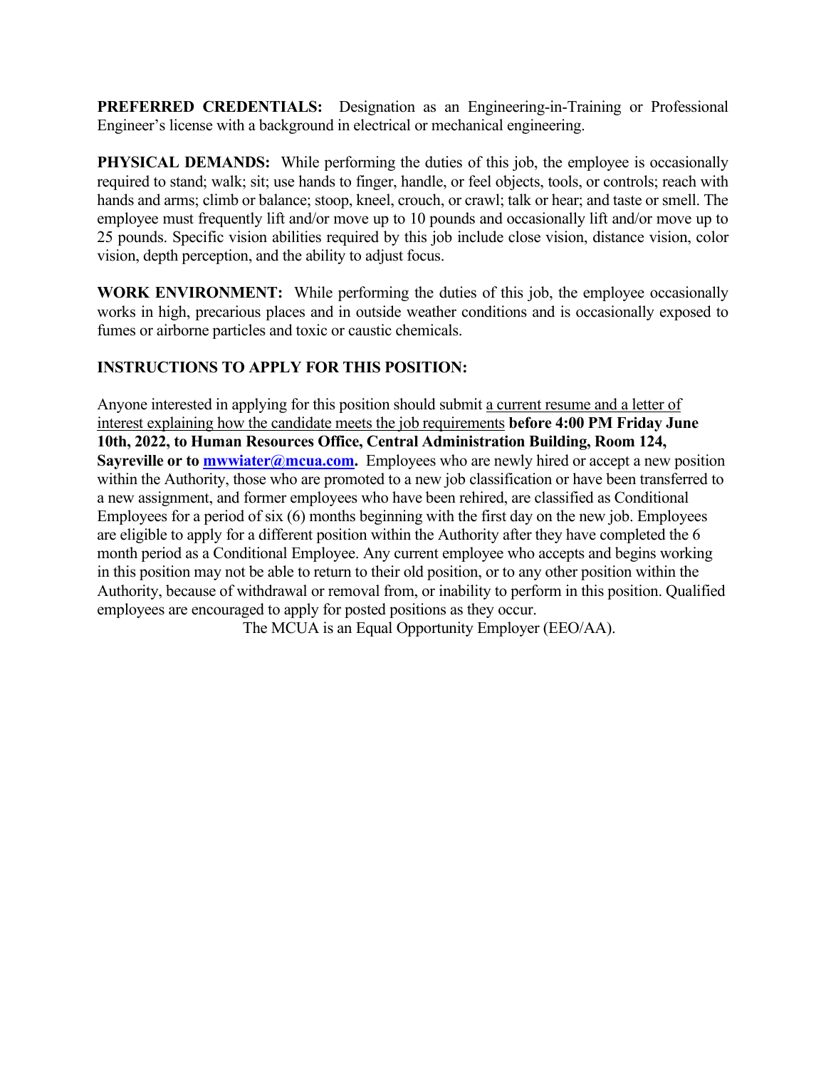**PREFERRED CREDENTIALS:** Designation as an Engineering-in-Training or Professional Engineer's license with a background in electrical or mechanical engineering.

**PHYSICAL DEMANDS:** While performing the duties of this job, the employee is occasionally required to stand; walk; sit; use hands to finger, handle, or feel objects, tools, or controls; reach with hands and arms; climb or balance; stoop, kneel, crouch, or crawl; talk or hear; and taste or smell. The employee must frequently lift and/or move up to 10 pounds and occasionally lift and/or move up to 25 pounds. Specific vision abilities required by this job include close vision, distance vision, color vision, depth perception, and the ability to adjust focus.

**WORK ENVIRONMENT:** While performing the duties of this job, the employee occasionally works in high, precarious places and in outside weather conditions and is occasionally exposed to fumes or airborne particles and toxic or caustic chemicals.

**INSTRUCTIONS TO APPLY FOR THIS POSITION:**

Anyone interested in applying for this position should submit <u>a current resume and a letter of interest explaining how the candidate meets the job requirements</u> **before 4:00 PM Friday June 10th, 2022, to Human Resources Office, Central Administration Building, Room 124, Sayreville or to [mwwiater@mcua.com](mailto:mwwiater@mcua.com).** Employees who are newly hired or accept a new position within the Authority, those who are promoted to a new job classification or have been transferred to a new assignment, and former employees who have been rehired, are classified as Conditional Employees for a period of six (6) months beginning with the first day on the new job. Employees are eligible to apply for a different position within the Authority after they have completed the 6 month period as a Conditional Employee. Any current employee who accepts and begins working in this position may not be able to return to their old position, or to any other position within the Authority, because of withdrawal or removal from, or inability to perform in this position. Qualified employees are encouraged to apply for posted positions as they occur.

The MCUA is an Equal Opportunity Employer (EEO/AA).